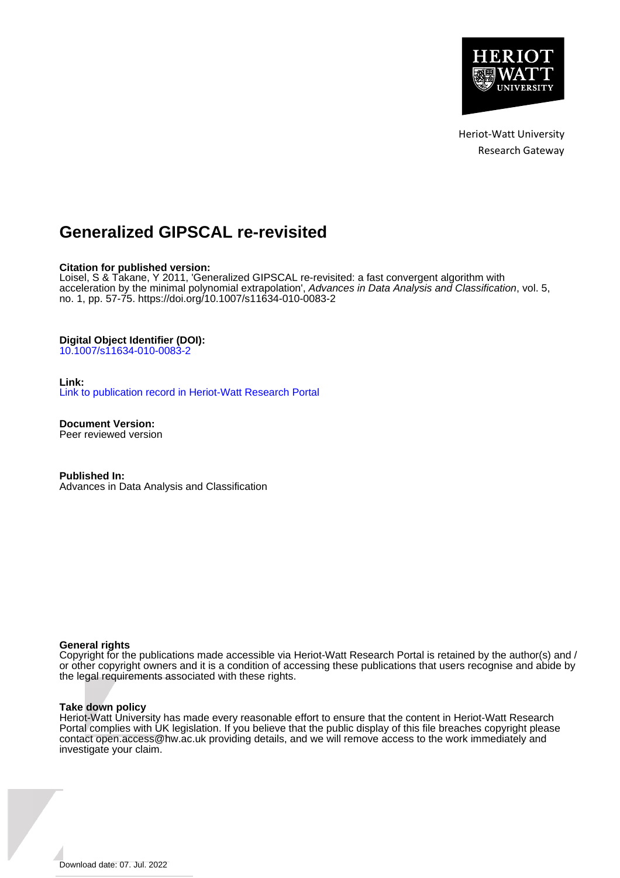Heriot-Watt University
Research Gateway

# Generalized GIPSCAL re-revisited

**Citation for published version:**
Loisel, S & Takane, Y 2011, 'Generalized GIPSCAL re-revisited: a fast convergent algorithm with acceleration by the minimal polynomial extrapolation', *Advances in Data Analysis and Classification*, vol. 5, no. 1, pp. 57-75. https://doi.org/10.1007/s11634-010-0083-2

**Digital Object Identifier (DOI):**
10.1007/s11634-010-0083-2

**Link:**
Link to publication record in Heriot-Watt Research Portal

**Document Version:**
Peer reviewed version

**Published In:**
Advances in Data Analysis and Classification

**General rights**
Copyright for the publications made accessible via Heriot-Watt Research Portal is retained by the author(s) and / or other copyright owners and it is a condition of accessing these publications that users recognise and abide by the legal requirements associated with these rights.

**Take down policy**
Heriot-Watt University has made every reasonable effort to ensure that the content in Heriot-Watt Research Portal complies with UK legislation. If you believe that the public display of this file breaches copyright please contact open.access@hw.ac.uk providing details, and we will remove access to the work immediately and investigate your claim.

Download date: 07. Jul. 2022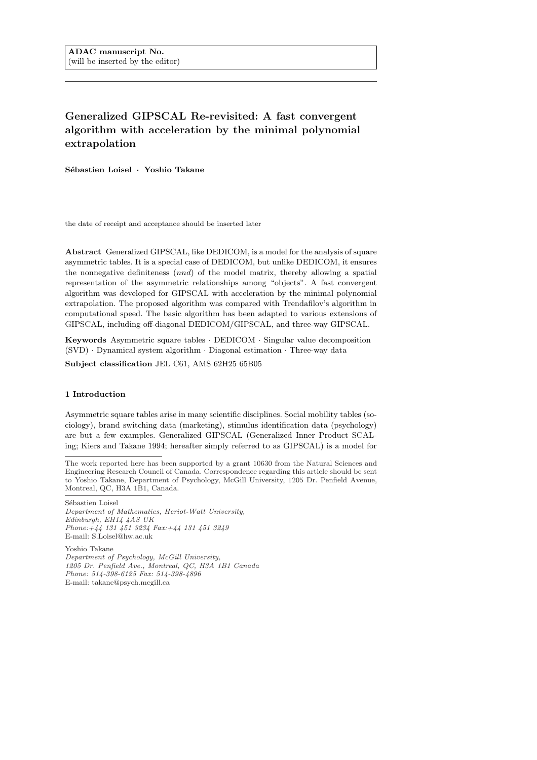ADAC manuscript No.
(will be inserted by the editor)

# Generalized GIPSCAL Re-revisited: A fast convergent algorithm with acceleration by the minimal polynomial extrapolation

**Sébastien Loisel · Yoshio Takane**

the date of receipt and acceptance should be inserted later

**Abstract** Generalized GIPSCAL, like DEDICOM, is a model for the analysis of square asymmetric tables. It is a special case of DEDICOM, but unlike DEDICOM, it ensures the nonnegative definiteness (*nnd*) of the model matrix, thereby allowing a spatial representation of the asymmetric relationships among "objects". A fast convergent algorithm was developed for GIPSCAL with acceleration by the minimal polynomial extrapolation. The proposed algorithm was compared with Trendafilov's algorithm in computational speed. The basic algorithm has been adapted to various extensions of GIPSCAL, including off-diagonal DEDICOM/GIPSCAL, and three-way GIPSCAL.

**Keywords** Asymmetric square tables · DEDICOM · Singular value decomposition (SVD) · Dynamical system algorithm · Diagonal estimation · Three-way data

**Subject classification** JEL C61, AMS 62H25 65B05

## 1 Introduction

Asymmetric square tables arise in many scientific disciplines. Social mobility tables (sociology), brand switching data (marketing), stimulus identification data (psychology) are but a few examples. Generalized GIPSCAL (Generalized Inner Product SCALing; Kiers and Takane 1994; hereafter simply referred to as GIPSCAL) is a model for

---

The work reported here has been supported by a grant 10630 from the Natural Sciences and Engineering Research Council of Canada. Correspondence regarding this article should be sent to Yoshio Takane, Department of Psychology, McGill University, 1205 Dr. Penfield Avenue, Montreal, QC, H3A 1B1, Canada.

---

Sébastien Loisel
*Department of Mathematics, Heriot-Watt University,*
*Edinburgh, EH14 4AS UK*
*Phone:+44 131 451 3234 Fax:+44 131 451 3249*
E-mail: S.Loisel@hw.ac.uk

Yoshio Takane
*Department of Psychology, McGill University,*
*1205 Dr. Penfield Ave., Montreal, QC, H3A 1B1 Canada*
*Phone: 514-398-6125 Fax: 514-398-4896*
E-mail: takane@psych.mcgill.ca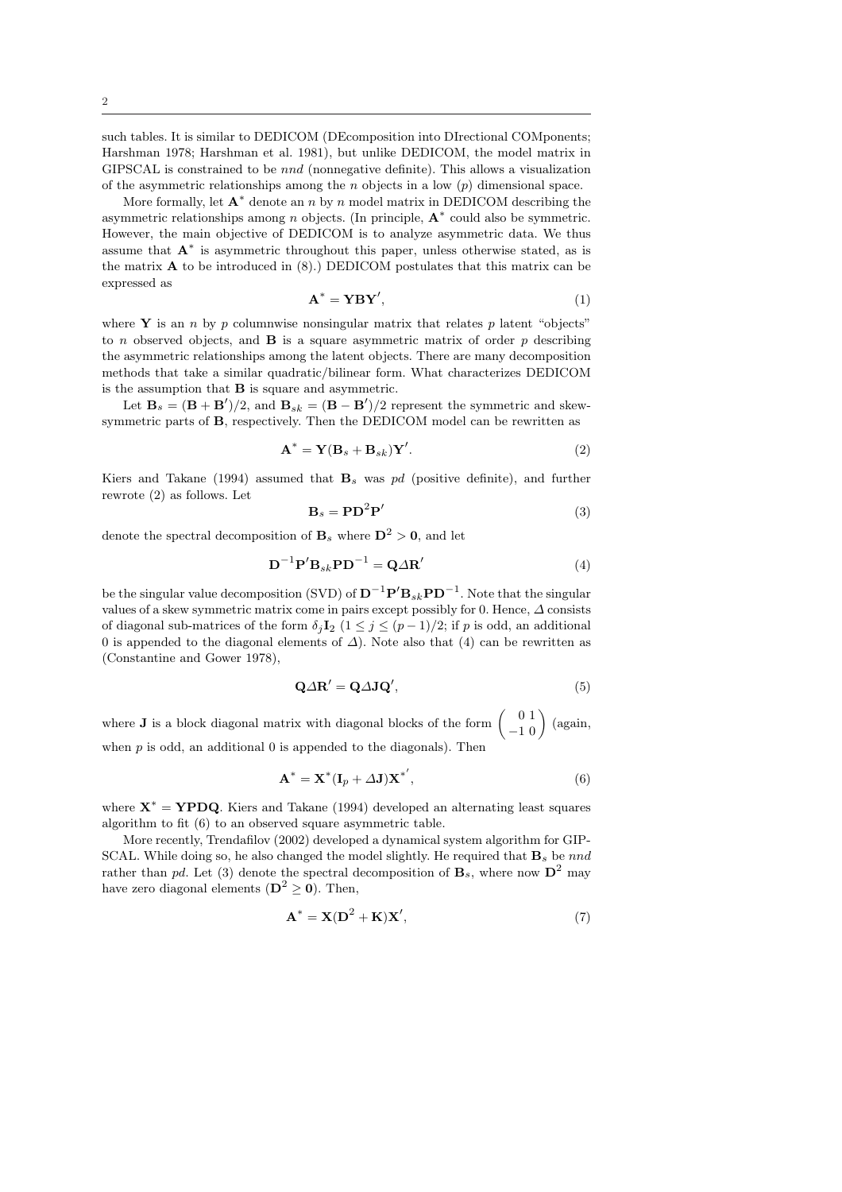such tables. It is similar to DEDICOM (DEcomposition into DIrectional COMponents; Harshman 1978; Harshman et al. 1981), but unlike DEDICOM, the model matrix in GIPSCAL is constrained to be *nnd* (nonnegative definite). This allows a visualization of the asymmetric relationships among the $n$ objects in a low ($p$) dimensional space.

More formally, let $\mathbf{A}^*$ denote an $n$ by $n$ model matrix in DEDICOM describing the asymmetric relationships among $n$ objects. (In principle, $\mathbf{A}^*$ could also be symmetric. However, the main objective of DEDICOM is to analyze asymmetric data. We thus assume that $\mathbf{A}^*$ is asymmetric throughout this paper, unless otherwise stated, as is the matrix $\mathbf{A}$ to be introduced in (8).) DEDICOM postulates that this matrix can be expressed as

$$\mathbf{A}^* = \mathbf{Y}\mathbf{B}\mathbf{Y}', \tag{1}$$

where $\mathbf{Y}$ is an $n$ by $p$ columnwise nonsingular matrix that relates $p$ latent "objects" to $n$ observed objects, and $\mathbf{B}$ is a square asymmetric matrix of order $p$ describing the asymmetric relationships among the latent objects. There are many decomposition methods that take a similar quadratic/bilinear form. What characterizes DEDICOM is the assumption that $\mathbf{B}$ is square and asymmetric.

Let $\mathbf{B}_s = (\mathbf{B} + \mathbf{B}')/2$, and $\mathbf{B}_{sk} = (\mathbf{B} - \mathbf{B}')/2$ represent the symmetric and skew-symmetric parts of $\mathbf{B}$, respectively. Then the DEDICOM model can be rewritten as

$$\mathbf{A}^* = \mathbf{Y}(\mathbf{B}_s + \mathbf{B}_{sk})\mathbf{Y}'. \tag{2}$$

Kiers and Takane (1994) assumed that $\mathbf{B}_s$ was *pd* (positive definite), and further rewrote (2) as follows. Let

$$\mathbf{B}_s = \mathbf{P}\mathbf{D}^2\mathbf{P}' \tag{3}$$

denote the spectral decomposition of $\mathbf{B}_s$ where $\mathbf{D}^2 > \mathbf{0}$, and let

$$\mathbf{D}^{-1}\mathbf{P}'\mathbf{B}_{sk}\mathbf{P}\mathbf{D}^{-1} = \mathbf{Q}\varDelta\mathbf{R}' \tag{4}$$

be the singular value decomposition (SVD) of $\mathbf{D}^{-1}\mathbf{P}'\mathbf{B}_{sk}\mathbf{P}\mathbf{D}^{-1}$. Note that the singular values of a skew symmetric matrix come in pairs except possibly for 0. Hence, $\varDelta$ consists of diagonal sub-matrices of the form $\delta_j\mathbf{I}_2$ ($1 \le j \le (p-1)/2$; if $p$ is odd, an additional 0 is appended to the diagonal elements of $\varDelta$). Note also that (4) can be rewritten as (Constantine and Gower 1978),

$$\mathbf{Q}\varDelta\mathbf{R}' = \mathbf{Q}\varDelta\mathbf{J}\mathbf{Q}', \tag{5}$$

where $\mathbf{J}$ is a block diagonal matrix with diagonal blocks of the form $\begin{pmatrix} 0 & 1 \\ -1 & 0 \end{pmatrix}$ (again, when $p$ is odd, an additional 0 is appended to the diagonals). Then

$$\mathbf{A}^* = \mathbf{X}^*(\mathbf{I}_p + \varDelta\mathbf{J})\mathbf{X}^{*'}, \tag{6}$$

where $\mathbf{X}^* = \mathbf{YPDQ}$. Kiers and Takane (1994) developed an alternating least squares algorithm to fit (6) to an observed square asymmetric table.

More recently, Trendafilov (2002) developed a dynamical system algorithm for GIPSCAL. While doing so, he also changed the model slightly. He required that $\mathbf{B}_s$ be *nnd* rather than *pd*. Let (3) denote the spectral decomposition of $\mathbf{B}_s$, where now $\mathbf{D}^2$ may have zero diagonal elements ($\mathbf{D}^2 \ge \mathbf{0}$). Then,

$$\mathbf{A}^* = \mathbf{X}(\mathbf{D}^2 + \mathbf{K})\mathbf{X}', \tag{7}$$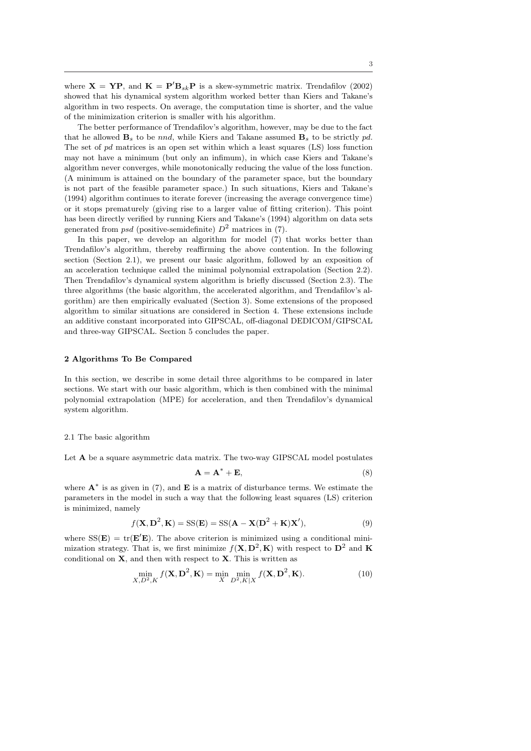where $\mathbf{X} = \mathbf{YP}$, and $\mathbf{K} = \mathbf{P}'\mathbf{B}_{sk}\mathbf{P}$ is a skew-symmetric matrix. Trendafilov (2002) showed that his dynamical system algorithm worked better than Kiers and Takane's algorithm in two respects. On average, the computation time is shorter, and the value of the minimization criterion is smaller with his algorithm.

The better performance of Trendafilov's algorithm, however, may be due to the fact that he allowed $\mathbf{B}_s$ to be *nnd*, while Kiers and Takane assumed $\mathbf{B}_s$ to be strictly *pd*. The set of *pd* matrices is an open set within which a least squares (LS) loss function may not have a minimum (but only an infimum), in which case Kiers and Takane's algorithm never converges, while monotonically reducing the value of the loss function. (A minimum is attained on the boundary of the parameter space, but the boundary is not part of the feasible parameter space.) In such situations, Kiers and Takane's (1994) algorithm continues to iterate forever (increasing the average convergence time) or it stops prematurely (giving rise to a larger value of fitting criterion). This point has been directly verified by running Kiers and Takane's (1994) algorithm on data sets generated from *psd* (positive-semidefinite) $D^2$ matrices in (7).

In this paper, we develop an algorithm for model (7) that works better than Trendafilov's algorithm, thereby reaffirming the above contention. In the following section (Section 2.1), we present our basic algorithm, followed by an exposition of an acceleration technique called the minimal polynomial extrapolation (Section 2.2). Then Trendafilov's dynamical system algorithm is briefly discussed (Section 2.3). The three algorithms (the basic algorithm, the accelerated algorithm, and Trendafilov's algorithm) are then empirically evaluated (Section 3). Some extensions of the proposed algorithm to similar situations are considered in Section 4. These extensions include an additive constant incorporated into GIPSCAL, off-diagonal DEDICOM/GIPSCAL and three-way GIPSCAL. Section 5 concludes the paper.

## 2 Algorithms To Be Compared

In this section, we describe in some detail three algorithms to be compared in later sections. We start with our basic algorithm, which is then combined with the minimal polynomial extrapolation (MPE) for acceleration, and then Trendafilov's dynamical system algorithm.

### 2.1 The basic algorithm

Let $\mathbf{A}$ be a square asymmetric data matrix. The two-way GIPSCAL model postulates

$$\mathbf{A} = \mathbf{A}^* + \mathbf{E}, \tag{8}$$

where $\mathbf{A}^*$ is as given in (7), and $\mathbf{E}$ is a matrix of disturbance terms. We estimate the parameters in the model in such a way that the following least squares (LS) criterion is minimized, namely

$$f(\mathbf{X}, \mathbf{D}^2, \mathbf{K}) = \mathrm{SS}(\mathbf{E}) = \mathrm{SS}(\mathbf{A} - \mathbf{X}(\mathbf{D}^2 + \mathbf{K})\mathbf{X}'), \tag{9}$$

where $\mathrm{SS}(\mathbf{E}) = \mathrm{tr}(\mathbf{E}'\mathbf{E})$. The above criterion is minimized using a conditional minimization strategy. That is, we first minimize $f(\mathbf{X}, \mathbf{D}^2, \mathbf{K})$ with respect to $\mathbf{D}^2$ and $\mathbf{K}$ conditional on $\mathbf{X}$, and then with respect to $\mathbf{X}$. This is written as

$$\min_{X, D^2, K} f(\mathbf{X}, \mathbf{D}^2, \mathbf{K}) = \min_{X} \min_{D^2, K|X} f(\mathbf{X}, \mathbf{D}^2, \mathbf{K}). \tag{10}$$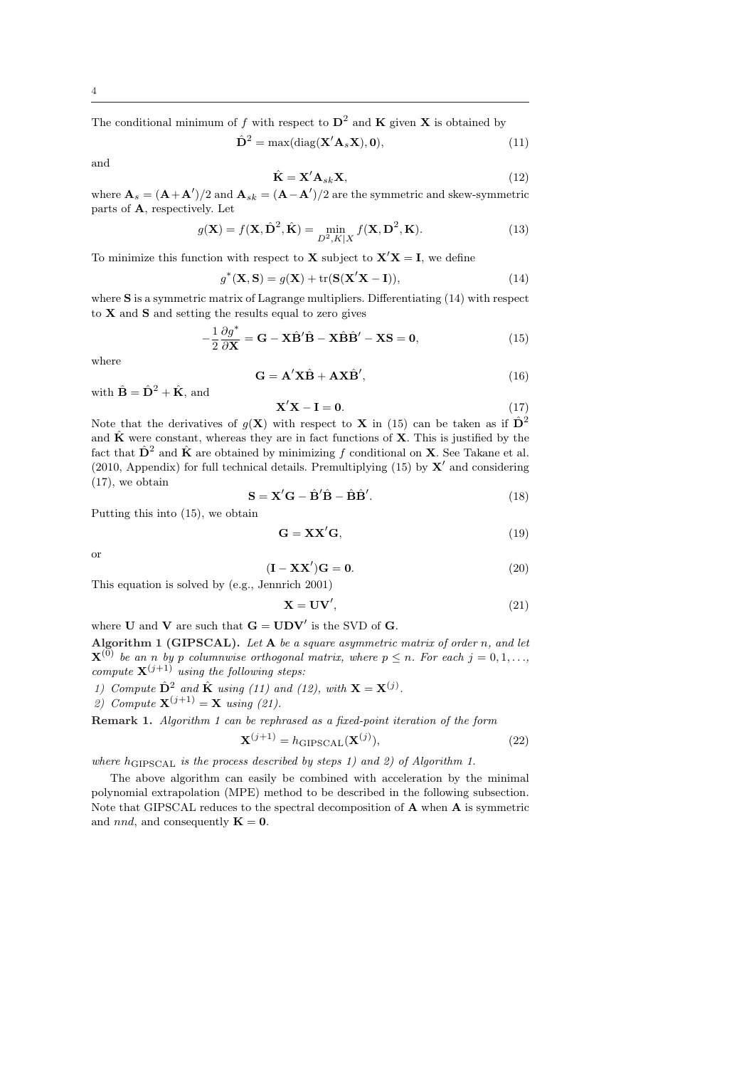The conditional minimum of $f$ with respect to $\mathbf{D}^2$ and $\mathbf{K}$ given $\mathbf{X}$ is obtained by

$$\hat{\mathbf{D}}^2 = \max(\text{diag}(\mathbf{X}'\mathbf{A}_s\mathbf{X}), \mathbf{0}), \tag{11}$$

and

$$\hat{\mathbf{K}} = \mathbf{X}'\mathbf{A}_{sk}\mathbf{X}, \tag{12}$$

where $\mathbf{A}_s = (\mathbf{A}+\mathbf{A}')/2$ and $\mathbf{A}_{sk} = (\mathbf{A}-\mathbf{A}')/2$ are the symmetric and skew-symmetric parts of $\mathbf{A}$, respectively. Let

$$g(\mathbf{X}) = f(\mathbf{X}, \hat{\mathbf{D}}^2, \hat{\mathbf{K}}) = \min_{D^2, K|X} f(\mathbf{X}, \mathbf{D}^2, \mathbf{K}). \tag{13}$$

To minimize this function with respect to $\mathbf{X}$ subject to $\mathbf{X}'\mathbf{X} = \mathbf{I}$, we define

$$g^*(\mathbf{X}, \mathbf{S}) = g(\mathbf{X}) + \text{tr}(\mathbf{S}(\mathbf{X}'\mathbf{X} - \mathbf{I})), \tag{14}$$

where $\mathbf{S}$ is a symmetric matrix of Lagrange multipliers. Differentiating (14) with respect to $\mathbf{X}$ and $\mathbf{S}$ and setting the results equal to zero gives

$$-\frac{1}{2}\frac{\partial g^*}{\partial \mathbf{X}} = \mathbf{G} - \mathbf{X}\hat{\mathbf{B}}'\hat{\mathbf{B}} - \mathbf{X}\hat{\mathbf{B}}\hat{\mathbf{B}}' - \mathbf{X}\mathbf{S} = \mathbf{0}, \tag{15}$$

where

$$\mathbf{G} = \mathbf{A}'\mathbf{X}\hat{\mathbf{B}} + \mathbf{A}\mathbf{X}\hat{\mathbf{B}}', \tag{16}$$

with $\hat{\mathbf{B}} = \hat{\mathbf{D}}^2 + \hat{\mathbf{K}}$, and

$$\mathbf{X}'\mathbf{X} - \mathbf{I} = \mathbf{0}. \tag{17}$$

Note that the derivatives of $g(\mathbf{X})$ with respect to $\mathbf{X}$ in (15) can be taken as if $\hat{\mathbf{D}}^2$ and $\hat{\mathbf{K}}$ were constant, whereas they are in fact functions of $\mathbf{X}$. This is justified by the fact that $\hat{\mathbf{D}}^2$ and $\hat{\mathbf{K}}$ are obtained by minimizing $f$ conditional on $\mathbf{X}$. See Takane et al. (2010, Appendix) for full technical details. Premultiplying (15) by $\mathbf{X}'$ and considering (17), we obtain

$$\mathbf{S} = \mathbf{X}'\mathbf{G} - \hat{\mathbf{B}}'\hat{\mathbf{B}} - \hat{\mathbf{B}}\hat{\mathbf{B}}'. \tag{18}$$

Putting this into (15), we obtain

$$\mathbf{G} = \mathbf{X}\mathbf{X}'\mathbf{G}, \tag{19}$$

or

$$(\mathbf{I} - \mathbf{X}\mathbf{X}')\mathbf{G} = \mathbf{0}. \tag{20}$$

This equation is solved by (e.g., Jennrich 2001)

$$\mathbf{X} = \mathbf{U}\mathbf{V}', \tag{21}$$

where $\mathbf{U}$ and $\mathbf{V}$ are such that $\mathbf{G} = \mathbf{U}\mathbf{D}\mathbf{V}'$ is the SVD of $\mathbf{G}$.

**Algorithm 1 (GIPSCAL).** *Let* $\mathbf{A}$ *be a square asymmetric matrix of order* $n$*, and let* $\mathbf{X}^{(0)}$ *be an* $n$ *by* $p$ *columnwise orthogonal matrix, where* $p \leq n$*. For each* $j = 0, 1, \ldots,$ *compute* $\mathbf{X}^{(j+1)}$ *using the following steps:*

*1) Compute* $\hat{\mathbf{D}}^2$ *and* $\hat{\mathbf{K}}$ *using (11) and (12), with* $\mathbf{X} = \mathbf{X}^{(j)}$*.*
*2) Compute* $\mathbf{X}^{(j+1)} = \mathbf{X}$ *using (21).*

**Remark 1.** *Algorithm 1 can be rephrased as a fixed-point iteration of the form*

$$\mathbf{X}^{(j+1)} = h_{\text{GIPSCAL}}(\mathbf{X}^{(j)}), \tag{22}$$

*where* $h_{\text{GIPSCAL}}$ *is the process described by steps 1) and 2) of Algorithm 1.*

The above algorithm can easily be combined with acceleration by the minimal polynomial extrapolation (MPE) method to be described in the following subsection. Note that GIPSCAL reduces to the spectral decomposition of $\mathbf{A}$ when $\mathbf{A}$ is symmetric and *nnd*, and consequently $\mathbf{K} = \mathbf{0}$.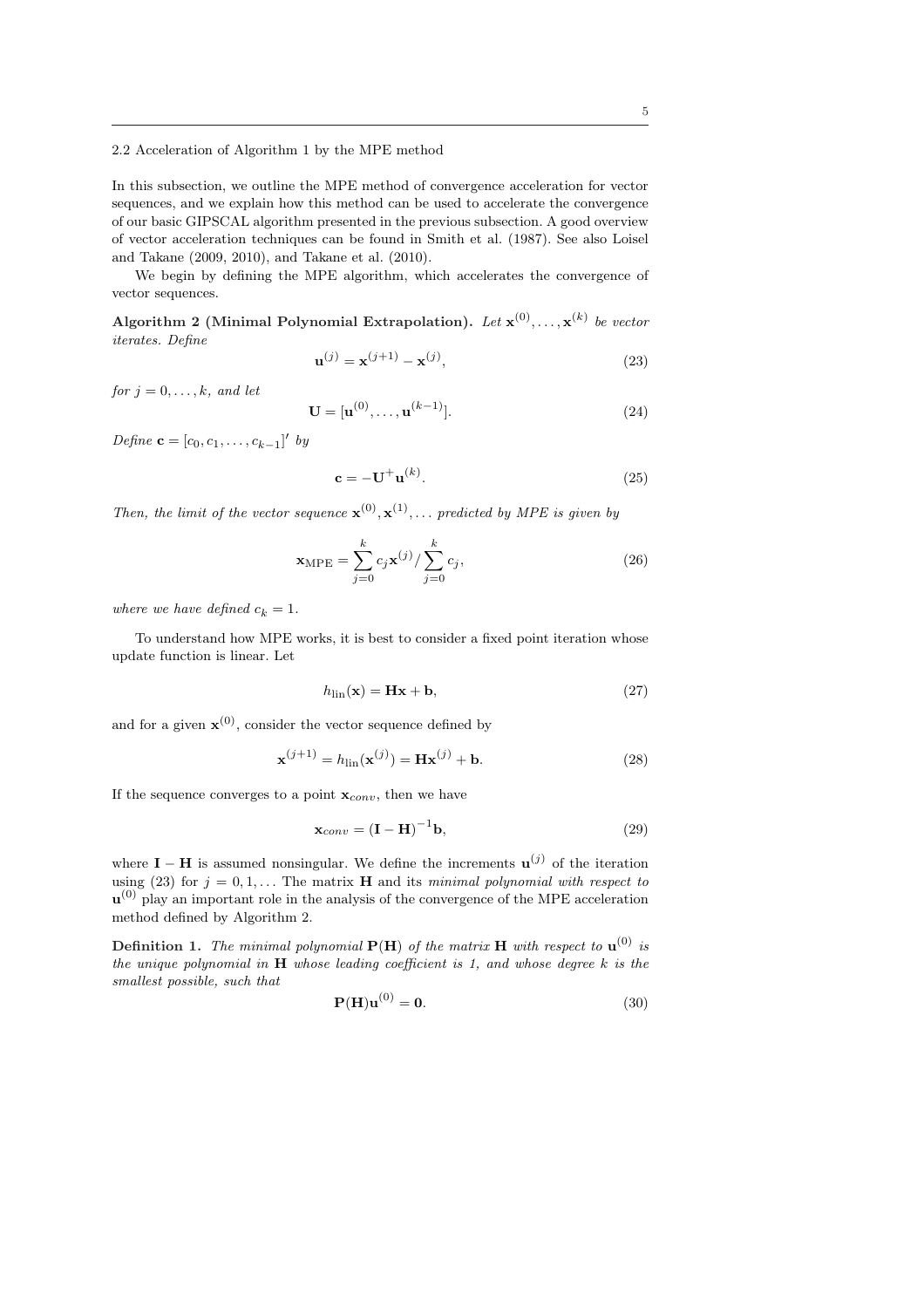### 2.2 Acceleration of Algorithm 1 by the MPE method

In this subsection, we outline the MPE method of convergence acceleration for vector sequences, and we explain how this method can be used to accelerate the convergence of our basic GIPSCAL algorithm presented in the previous subsection. A good overview of vector acceleration techniques can be found in Smith et al. (1987). See also Loisel and Takane (2009, 2010), and Takane et al. (2010).

We begin by defining the MPE algorithm, which accelerates the convergence of vector sequences.

**Algorithm 2 (Minimal Polynomial Extrapolation).** *Let $\mathbf{x}^{(0)}, \ldots, \mathbf{x}^{(k)}$ be vector iterates. Define*

$$\mathbf{u}^{(j)} = \mathbf{x}^{(j+1)} - \mathbf{x}^{(j)}, \tag{23}$$

*for $j = 0, \ldots, k$, and let*

$$\mathbf{U} = [\mathbf{u}^{(0)}, \ldots, \mathbf{u}^{(k-1)}]. \tag{24}$$

*Define $\mathbf{c} = [c_0, c_1, \ldots, c_{k-1}]'$ by*

$$\mathbf{c} = -\mathbf{U}^{+}\mathbf{u}^{(k)}. \tag{25}$$

*Then, the limit of the vector sequence $\mathbf{x}^{(0)}, \mathbf{x}^{(1)}, \ldots$ predicted by MPE is given by*

$$\mathbf{x}_{\mathrm{MPE}} = \sum_{j=0}^{k} c_j \mathbf{x}^{(j)} / \sum_{j=0}^{k} c_j, \tag{26}$$

*where we have defined $c_k = 1$.*

To understand how MPE works, it is best to consider a fixed point iteration whose update function is linear. Let

$$h_{\mathrm{lin}}(\mathbf{x}) = \mathbf{H}\mathbf{x} + \mathbf{b}, \tag{27}$$

and for a given $\mathbf{x}^{(0)}$, consider the vector sequence defined by

$$\mathbf{x}^{(j+1)} = h_{\mathrm{lin}}(\mathbf{x}^{(j)}) = \mathbf{H}\mathbf{x}^{(j)} + \mathbf{b}. \tag{28}$$

If the sequence converges to a point $\mathbf{x}_{conv}$, then we have

$$\mathbf{x}_{conv} = (\mathbf{I} - \mathbf{H})^{-1}\mathbf{b}, \tag{29}$$

where $\mathbf{I} - \mathbf{H}$ is assumed nonsingular. We define the increments $\mathbf{u}^{(j)}$ of the iteration using (23) for $j = 0, 1, \ldots$ The matrix $\mathbf{H}$ and its *minimal polynomial with respect to* $\mathbf{u}^{(0)}$ play an important role in the analysis of the convergence of the MPE acceleration method defined by Algorithm 2.

**Definition 1.** *The minimal polynomial $\mathbf{P}(\mathbf{H})$ of the matrix $\mathbf{H}$ with respect to $\mathbf{u}^{(0)}$ is the unique polynomial in $\mathbf{H}$ whose leading coefficient is 1, and whose degree $k$ is the smallest possible, such that*

$$\mathbf{P}(\mathbf{H})\mathbf{u}^{(0)} = \mathbf{0}. \tag{30}$$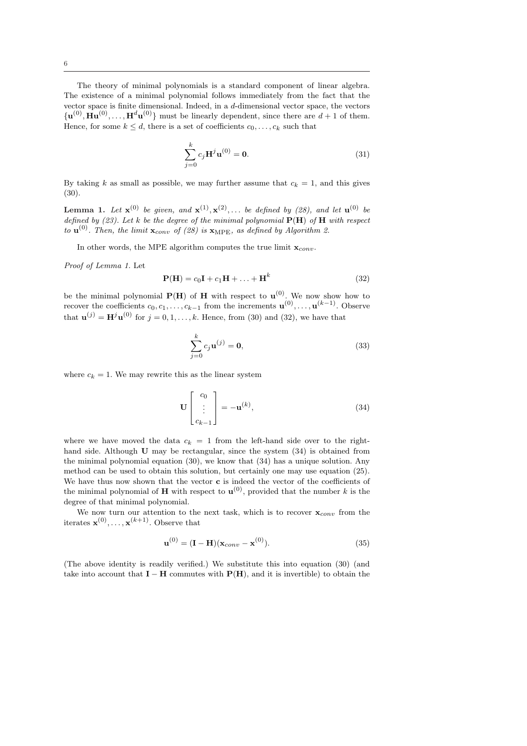The theory of minimal polynomials is a standard component of linear algebra. The existence of a minimal polynomial follows immediately from the fact that the vector space is finite dimensional. Indeed, in a $d$-dimensional vector space, the vectors $\{\mathbf{u}^{(0)}, \mathbf{H}\mathbf{u}^{(0)}, \ldots, \mathbf{H}^d\mathbf{u}^{(0)}\}$ must be linearly dependent, since there are $d+1$ of them. Hence, for some $k \leq d$, there is a set of coefficients $c_0, \ldots, c_k$ such that

$$\sum_{j=0}^{k} c_j \mathbf{H}^j \mathbf{u}^{(0)} = \mathbf{0}. \tag{31}$$

By taking $k$ as small as possible, we may further assume that $c_k = 1$, and this gives (30).

**Lemma 1.** *Let $\mathbf{x}^{(0)}$ be given, and $\mathbf{x}^{(1)}, \mathbf{x}^{(2)}, \ldots$ be defined by (28), and let $\mathbf{u}^{(0)}$ be defined by (23). Let $k$ be the degree of the minimal polynomial $\mathbf{P}(\mathbf{H})$ of $\mathbf{H}$ with respect to $\mathbf{u}^{(0)}$. Then, the limit $\mathbf{x}_{conv}$ of (28) is $\mathbf{x}_{\mathrm{MPE}}$, as defined by Algorithm 2.*

In other words, the MPE algorithm computes the true limit $\mathbf{x}_{conv}$.

*Proof of Lemma 1.* Let

$$\mathbf{P}(\mathbf{H}) = c_0\mathbf{I} + c_1\mathbf{H} + \ldots + \mathbf{H}^k \tag{32}$$

be the minimal polynomial $\mathbf{P}(\mathbf{H})$ of $\mathbf{H}$ with respect to $\mathbf{u}^{(0)}$. We now show how to recover the coefficients $c_0, c_1, \ldots, c_{k-1}$ from the increments $\mathbf{u}^{(0)}, \ldots, \mathbf{u}^{(k-1)}$. Observe that $\mathbf{u}^{(j)} = \mathbf{H}^j\mathbf{u}^{(0)}$ for $j = 0, 1, \ldots, k$. Hence, from (30) and (32), we have that

$$\sum_{j=0}^{k} c_j \mathbf{u}^{(j)} = \mathbf{0}, \tag{33}$$

where $c_k = 1$. We may rewrite this as the linear system

$$\mathbf{U}\begin{bmatrix} c_0 \\ \vdots \\ c_{k-1} \end{bmatrix} = -\mathbf{u}^{(k)}, \tag{34}$$

where we have moved the data $c_k = 1$ from the left-hand side over to the right-hand side. Although $\mathbf{U}$ may be rectangular, since the system (34) is obtained from the minimal polynomial equation (30), we know that (34) has a unique solution. Any method can be used to obtain this solution, but certainly one may use equation (25). We have thus now shown that the vector $\mathbf{c}$ is indeed the vector of the coefficients of the minimal polynomial of $\mathbf{H}$ with respect to $\mathbf{u}^{(0)}$, provided that the number $k$ is the degree of that minimal polynomial.

We now turn our attention to the next task, which is to recover $\mathbf{x}_{conv}$ from the iterates $\mathbf{x}^{(0)}, \ldots, \mathbf{x}^{(k+1)}$. Observe that

$$\mathbf{u}^{(0)} = (\mathbf{I} - \mathbf{H})(\mathbf{x}_{conv} - \mathbf{x}^{(0)}). \tag{35}$$

(The above identity is readily verified.) We substitute this into equation (30) (and take into account that $\mathbf{I} - \mathbf{H}$ commutes with $\mathbf{P}(\mathbf{H})$, and it is invertible) to obtain the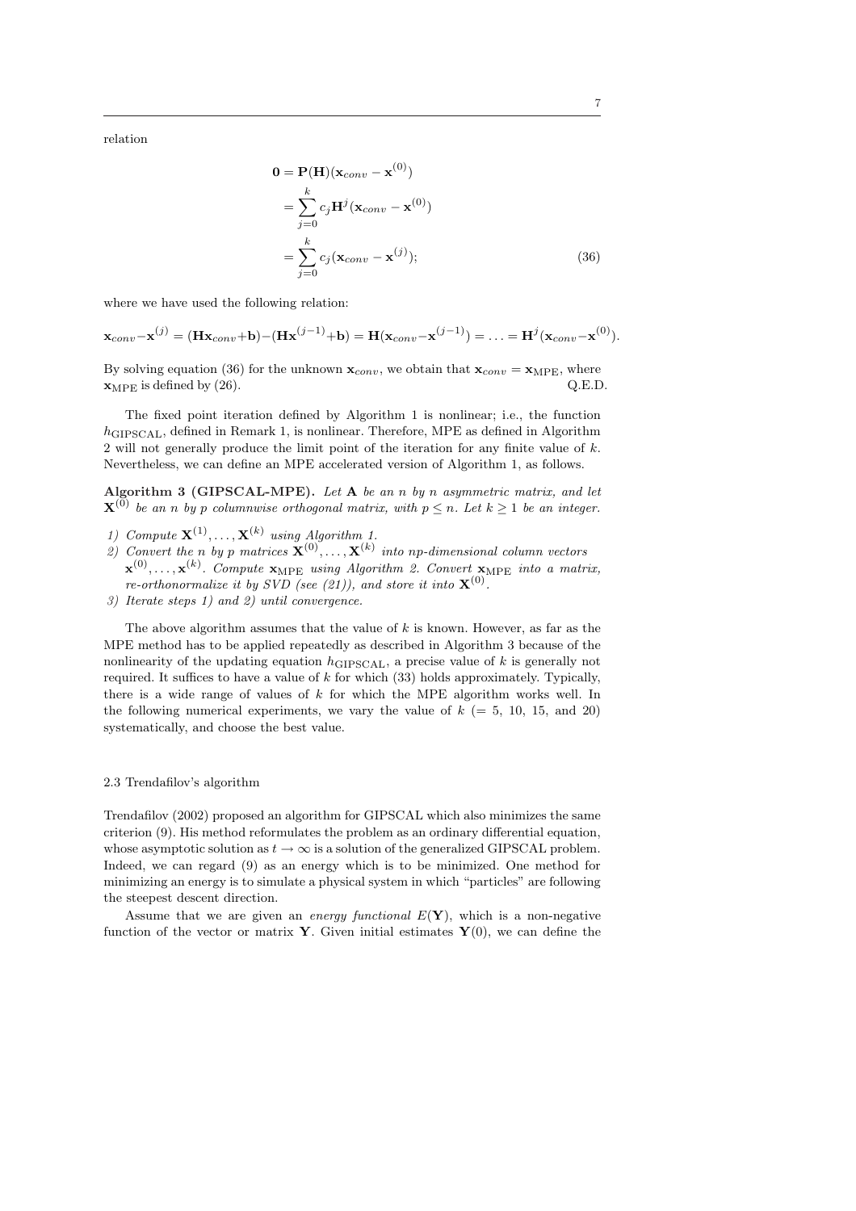relation

$$
\begin{aligned}
\mathbf{0} &= \mathbf{P}(\mathbf{H})(\mathbf{x}_{conv} - \mathbf{x}^{(0)}) \\
&= \sum_{j=0}^{k} c_j \mathbf{H}^j (\mathbf{x}_{conv} - \mathbf{x}^{(0)}) \\
&= \sum_{j=0}^{k} c_j (\mathbf{x}_{conv} - \mathbf{x}^{(j)});
\end{aligned}
\tag{36}
$$

where we have used the following relation:

$$
\mathbf{x}_{conv} - \mathbf{x}^{(j)} = (\mathbf{H}\mathbf{x}_{conv} + \mathbf{b}) - (\mathbf{H}\mathbf{x}^{(j-1)} + \mathbf{b}) = \mathbf{H}(\mathbf{x}_{conv} - \mathbf{x}^{(j-1)}) = \ldots = \mathbf{H}^j(\mathbf{x}_{conv} - \mathbf{x}^{(0)}).
$$

By solving equation (36) for the unknown $\mathbf{x}_{conv}$, we obtain that $\mathbf{x}_{conv} = \mathbf{x}_{\mathrm{MPE}}$, where $\mathbf{x}_{\mathrm{MPE}}$ is defined by (26). Q.E.D.

The fixed point iteration defined by Algorithm 1 is nonlinear; i.e., the function $h_{\mathrm{GIPSCAL}}$, defined in Remark 1, is nonlinear. Therefore, MPE as defined in Algorithm 2 will not generally produce the limit point of the iteration for any finite value of $k$. Nevertheless, we can define an MPE accelerated version of Algorithm 1, as follows.

**Algorithm 3 (GIPSCAL-MPE).** *Let* $\mathbf{A}$ *be an* $n$ *by* $n$ *asymmetric matrix, and let* $\mathbf{X}^{(0)}$ *be an* $n$ *by* $p$ *columnwise orthogonal matrix, with* $p \leq n$*. Let* $k \geq 1$ *be an integer.*

1) *Compute* $\mathbf{X}^{(1)}, \ldots, \mathbf{X}^{(k)}$ *using Algorithm 1.*
2) *Convert the* $n$ *by* $p$ *matrices* $\mathbf{X}^{(0)}, \ldots, \mathbf{X}^{(k)}$ *into* $np$*-dimensional column vectors* $\mathbf{x}^{(0)}, \ldots, \mathbf{x}^{(k)}$*. Compute* $\mathbf{x}_{\mathrm{MPE}}$ *using Algorithm 2. Convert* $\mathbf{x}_{\mathrm{MPE}}$ *into a matrix, re-orthonormalize it by SVD (see (21)), and store it into* $\mathbf{X}^{(0)}$*.*
3) *Iterate steps 1) and 2) until convergence.*

The above algorithm assumes that the value of $k$ is known. However, as far as the MPE method has to be applied repeatedly as described in Algorithm 3 because of the nonlinearity of the updating equation $h_{\mathrm{GIPSCAL}}$, a precise value of $k$ is generally not required. It suffices to have a value of $k$ for which (33) holds approximately. Typically, there is a wide range of values of $k$ for which the MPE algorithm works well. In the following numerical experiments, we vary the value of $k$ ($= 5$, 10, 15, and 20) systematically, and choose the best value.

### 2.3 Trendafilov's algorithm

Trendafilov (2002) proposed an algorithm for GIPSCAL which also minimizes the same criterion (9). His method reformulates the problem as an ordinary differential equation, whose asymptotic solution as $t \to \infty$ is a solution of the generalized GIPSCAL problem. Indeed, we can regard (9) as an energy which is to be minimized. One method for minimizing an energy is to simulate a physical system in which "particles" are following the steepest descent direction.

Assume that we are given an *energy functional* $E(\mathbf{Y})$, which is a non-negative function of the vector or matrix $\mathbf{Y}$. Given initial estimates $\mathbf{Y}(0)$, we can define the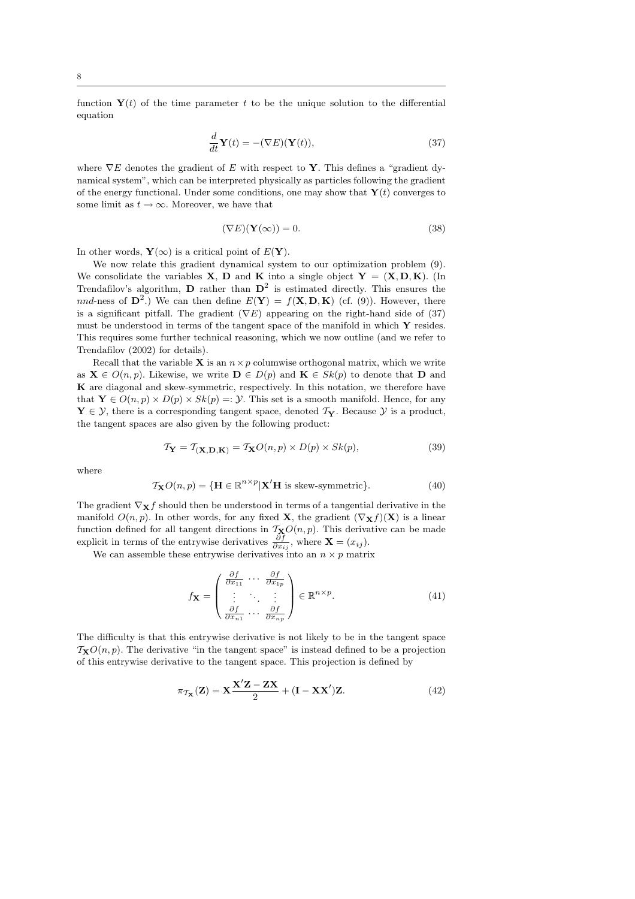function $\mathbf{Y}(t)$ of the time parameter $t$ to be the unique solution to the differential equation

$$\frac{d}{dt}\mathbf{Y}(t) = -(\nabla E)(\mathbf{Y}(t)), \tag{37}$$

where $\nabla E$ denotes the gradient of $E$ with respect to $\mathbf{Y}$. This defines a "gradient dynamical system", which can be interpreted physically as particles following the gradient of the energy functional. Under some conditions, one may show that $\mathbf{Y}(t)$ converges to some limit as $t \to \infty$. Moreover, we have that

$$(\nabla E)(\mathbf{Y}(\infty)) = 0. \tag{38}$$

In other words, $\mathbf{Y}(\infty)$ is a critical point of $E(\mathbf{Y})$.

We now relate this gradient dynamical system to our optimization problem (9). We consolidate the variables $\mathbf{X}$, $\mathbf{D}$ and $\mathbf{K}$ into a single object $\mathbf{Y} = (\mathbf{X}, \mathbf{D}, \mathbf{K})$. (In Trendafilov's algorithm, $\mathbf{D}$ rather than $\mathbf{D}^2$ is estimated directly. This ensures the *nnd*-ness of $\mathbf{D}^2$.) We can then define $E(\mathbf{Y}) = f(\mathbf{X}, \mathbf{D}, \mathbf{K})$ (cf. (9)). However, there is a significant pitfall. The gradient $(\nabla E)$ appearing on the right-hand side of (37) must be understood in terms of the tangent space of the manifold in which $\mathbf{Y}$ resides. This requires some further technical reasoning, which we now outline (and we refer to Trendafilov (2002) for details).

Recall that the variable $\mathbf{X}$ is an $n \times p$ columwise orthogonal matrix, which we write as $\mathbf{X} \in O(n,p)$. Likewise, we write $\mathbf{D} \in D(p)$ and $\mathbf{K} \in Sk(p)$ to denote that $\mathbf{D}$ and $\mathbf{K}$ are diagonal and skew-symmetric, respectively. In this notation, we therefore have that $\mathbf{Y} \in O(n,p) \times D(p) \times Sk(p) =: \mathcal{Y}$. This set is a smooth manifold. Hence, for any $\mathbf{Y} \in \mathcal{Y}$, there is a corresponding tangent space, denoted $\mathcal{T}_{\mathbf{Y}}$. Because $\mathcal{Y}$ is a product, the tangent spaces are also given by the following product:

$$\mathcal{T}_{\mathbf{Y}} = \mathcal{T}_{(\mathbf{X},\mathbf{D},\mathbf{K})} = \mathcal{T}_{\mathbf{X}}O(n,p) \times D(p) \times Sk(p), \tag{39}$$

where

$$\mathcal{T}_{\mathbf{X}}O(n,p) = \{\mathbf{H} \in \mathbb{R}^{n\times p} | \mathbf{X}'\mathbf{H} \text{ is skew-symmetric}\}. \tag{40}$$

The gradient $\nabla_{\mathbf{X}} f$ should then be understood in terms of a tangential derivative in the manifold $O(n,p)$. In other words, for any fixed $\mathbf{X}$, the gradient $(\nabla_{\mathbf{X}} f)(\mathbf{X})$ is a linear function defined for all tangent directions in $\mathcal{T}_{\mathbf{X}}O(n,p)$. This derivative can be made explicit in terms of the entrywise derivatives $\frac{\partial f}{\partial x_{ij}}$, where $\mathbf{X} = (x_{ij})$.

We can assemble these entrywise derivatives into an $n \times p$ matrix

$$f_{\mathbf{X}} = \begin{pmatrix} \frac{\partial f}{\partial x_{11}} & \cdots & \frac{\partial f}{\partial x_{1p}} \\ \vdots & \ddots & \vdots \\ \frac{\partial f}{\partial x_{n1}} & \cdots & \frac{\partial f}{\partial x_{np}} \end{pmatrix} \in \mathbb{R}^{n\times p}. \tag{41}$$

The difficulty is that this entrywise derivative is not likely to be in the tangent space $\mathcal{T}_{\mathbf{X}}O(n,p)$. The derivative "in the tangent space" is instead defined to be a projection of this entrywise derivative to the tangent space. This projection is defined by

$$\pi_{\mathcal{T}_{\mathbf{X}}}(\mathbf{Z}) = \mathbf{X}\frac{\mathbf{X}'\mathbf{Z} - \mathbf{Z}\mathbf{X}}{2} + (\mathbf{I} - \mathbf{X}\mathbf{X}')\mathbf{Z}. \tag{42}$$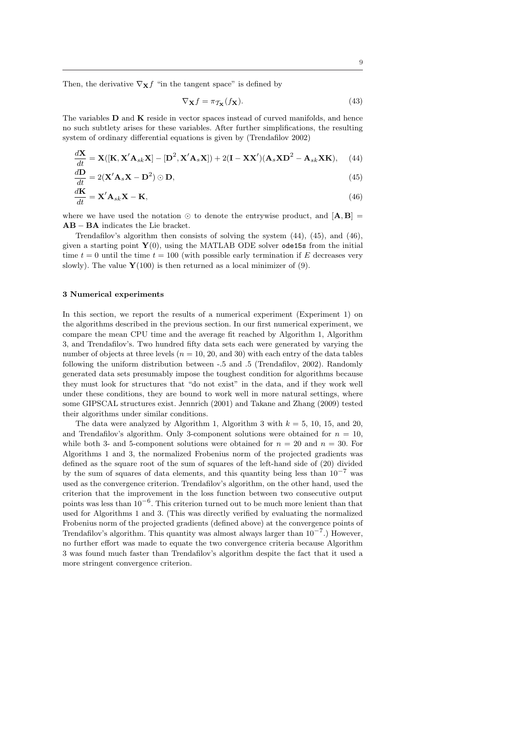Then, the derivative $\nabla_{\mathbf{X}} f$ "in the tangent space" is defined by

$$\nabla_{\mathbf{X}} f = \pi_{\mathcal{T}_{\mathbf{X}}}(f_{\mathbf{X}}). \tag{43}$$

The variables $\mathbf{D}$ and $\mathbf{K}$ reside in vector spaces instead of curved manifolds, and hence no such subtlety arises for these variables. After further simplifications, the resulting system of ordinary differential equations is given by (Trendafilov 2002)

$$\frac{d\mathbf{X}}{dt} = \mathbf{X}([\mathbf{K}, \mathbf{X}'\mathbf{A}_{sk}\mathbf{X}] - [\mathbf{D}^2, \mathbf{X}'\mathbf{A}_s\mathbf{X}]) + 2(\mathbf{I} - \mathbf{X}\mathbf{X}')(\mathbf{A}_s\mathbf{X}\mathbf{D}^2 - \mathbf{A}_{sk}\mathbf{X}\mathbf{K}), \tag{44}$$

$$\frac{d\mathbf{D}}{dt} = 2(\mathbf{X}'\mathbf{A}_s\mathbf{X} - \mathbf{D}^2) \odot \mathbf{D}, \tag{45}$$

$$\frac{d\mathbf{K}}{dt} = \mathbf{X}'\mathbf{A}_{sk}\mathbf{X} - \mathbf{K}, \tag{46}$$

where we have used the notation $\odot$ to denote the entrywise product, and $[\mathbf{A}, \mathbf{B}] = \mathbf{AB} - \mathbf{BA}$ indicates the Lie bracket.

Trendafilov's algorithm then consists of solving the system (44), (45), and (46), given a starting point $\mathbf{Y}(0)$, using the MATLAB ODE solver `ode15s` from the initial time $t = 0$ until the time $t = 100$ (with possible early termination if $E$ decreases very slowly). The value $\mathbf{Y}(100)$ is then returned as a local minimizer of (9).

## 3 Numerical experiments

In this section, we report the results of a numerical experiment (Experiment 1) on the algorithms described in the previous section. In our first numerical experiment, we compare the mean CPU time and the average fit reached by Algorithm 1, Algorithm 3, and Trendafilov's. Two hundred fifty data sets each were generated by varying the number of objects at three levels ($n = 10$, 20, and 30) with each entry of the data tables following the uniform distribution between -.5 and .5 (Trendafilov, 2002). Randomly generated data sets presumably impose the toughest condition for algorithms because they must look for structures that "do not exist" in the data, and if they work well under these conditions, they are bound to work well in more natural settings, where some GIPSCAL structures exist. Jennrich (2001) and Takane and Zhang (2009) tested their algorithms under similar conditions.

The data were analyzed by Algorithm 1, Algorithm 3 with $k = 5$, 10, 15, and 20, and Trendafilov's algorithm. Only 3-component solutions were obtained for $n = 10$, while both 3- and 5-component solutions were obtained for $n = 20$ and $n = 30$. For Algorithms 1 and 3, the normalized Frobenius norm of the projected gradients was defined as the square root of the sum of squares of the left-hand side of (20) divided by the sum of squares of data elements, and this quantity being less than $10^{-7}$ was used as the convergence criterion. Trendafilov's algorithm, on the other hand, used the criterion that the improvement in the loss function between two consecutive output points was less than $10^{-6}$. This criterion turned out to be much more lenient than that used for Algorithms 1 and 3. (This was directly verified by evaluating the normalized Frobenius norm of the projected gradients (defined above) at the convergence points of Trendafilov's algorithm. This quantity was almost always larger than $10^{-7}$.) However, no further effort was made to equate the two convergence criteria because Algorithm 3 was found much faster than Trendafilov's algorithm despite the fact that it used a more stringent convergence criterion.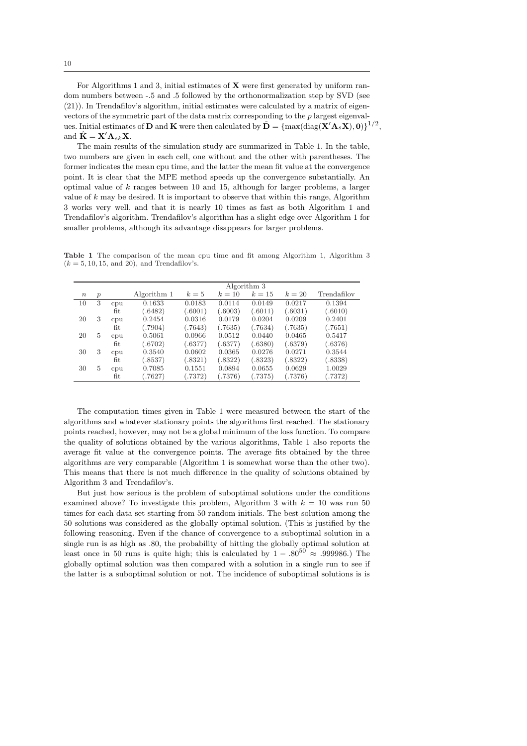For Algorithms 1 and 3, initial estimates of $\mathbf{X}$ were first generated by uniform random numbers between -.5 and .5 followed by the orthonormalization step by SVD (see (21)). In Trendafilov's algorithm, initial estimates were calculated by a matrix of eigenvectors of the symmetric part of the data matrix corresponding to the $p$ largest eigenvalues. Initial estimates of $\mathbf{D}$ and $\mathbf{K}$ were then calculated by $\hat{\mathbf{D}} = \{\max(\text{diag}(\mathbf{X}'\mathbf{A}_s\mathbf{X}), \mathbf{0})\}^{1/2}$, and $\hat{\mathbf{K}} = \mathbf{X}'\mathbf{A}_{sk}\mathbf{X}$.

The main results of the simulation study are summarized in Table 1. In the table, two numbers are given in each cell, one without and the other with parentheses. The former indicates the mean cpu time, and the latter the mean fit value at the convergence point. It is clear that the MPE method speeds up the convergence substantially. An optimal value of $k$ ranges between 10 and 15, although for larger problems, a larger value of $k$ may be desired. It is important to observe that within this range, Algorithm 3 works very well, and that it is nearly 10 times as fast as both Algorithm 1 and Trendafilov's algorithm. Trendafilov's algorithm has a slight edge over Algorithm 1 for smaller problems, although its advantage disappears for larger problems.

**Table 1** The comparison of the mean cpu time and fit among Algorithm 1, Algorithm 3 ($k = 5, 10, 15$, and 20), and Trendafilov's.

| | | | | Algorithm 3 | | | | |
|---|---|---|---|---|---|---|---|---|
| $n$ | $p$ | | Algorithm 1 | $k = 5$ | $k = 10$ | $k = 15$ | $k = 20$ | Trendafilov |
| 10 | 3 | cpu | 0.1633 | 0.0183 | 0.0114 | 0.0149 | 0.0217 | 0.1394 |
| | | fit | (.6482) | (.6001) | (.6003) | (.6011) | (.6031) | (.6010) |
| 20 | 3 | cpu | 0.2454 | 0.0316 | 0.0179 | 0.0204 | 0.0209 | 0.2401 |
| | | fit | (.7904) | (.7643) | (.7635) | (.7634) | (.7635) | (.7651) |
| 20 | 5 | cpu | 0.5061 | 0.0966 | 0.0512 | 0.0440 | 0.0465 | 0.5417 |
| | | fit | (.6702) | (.6377) | (.6377) | (.6380) | (.6379) | (.6376) |
| 30 | 3 | cpu | 0.3540 | 0.0602 | 0.0365 | 0.0276 | 0.0271 | 0.3544 |
| | | fit | (.8537) | (.8321) | (.8322) | (.8323) | (.8322) | (.8338) |
| 30 | 5 | cpu | 0.7085 | 0.1551 | 0.0894 | 0.0655 | 0.0629 | 1.0029 |
| | | fit | (.7627) | (.7372) | (.7376) | (.7375) | (.7376) | (.7372) |

The computation times given in Table 1 were measured between the start of the algorithms and whatever stationary points the algorithms first reached. The stationary points reached, however, may not be a global minimum of the loss function. To compare the quality of solutions obtained by the various algorithms, Table 1 also reports the average fit value at the convergence points. The average fits obtained by the three algorithms are very comparable (Algorithm 1 is somewhat worse than the other two). This means that there is not much difference in the quality of solutions obtained by Algorithm 3 and Trendafilov's.

But just how serious is the problem of suboptimal solutions under the conditions examined above? To investigate this problem, Algorithm 3 with $k = 10$ was run 50 times for each data set starting from 50 random initials. The best solution among the 50 solutions was considered as the globally optimal solution. (This is justified by the following reasoning. Even if the chance of convergence to a suboptimal solution in a single run is as high as .80, the probability of hitting the globally optimal solution at least once in 50 runs is quite high; this is calculated by $1 - .80^{50} \approx .999986$.) The globally optimal solution was then compared with a solution in a single run to see if the latter is a suboptimal solution or not. The incidence of suboptimal solutions is is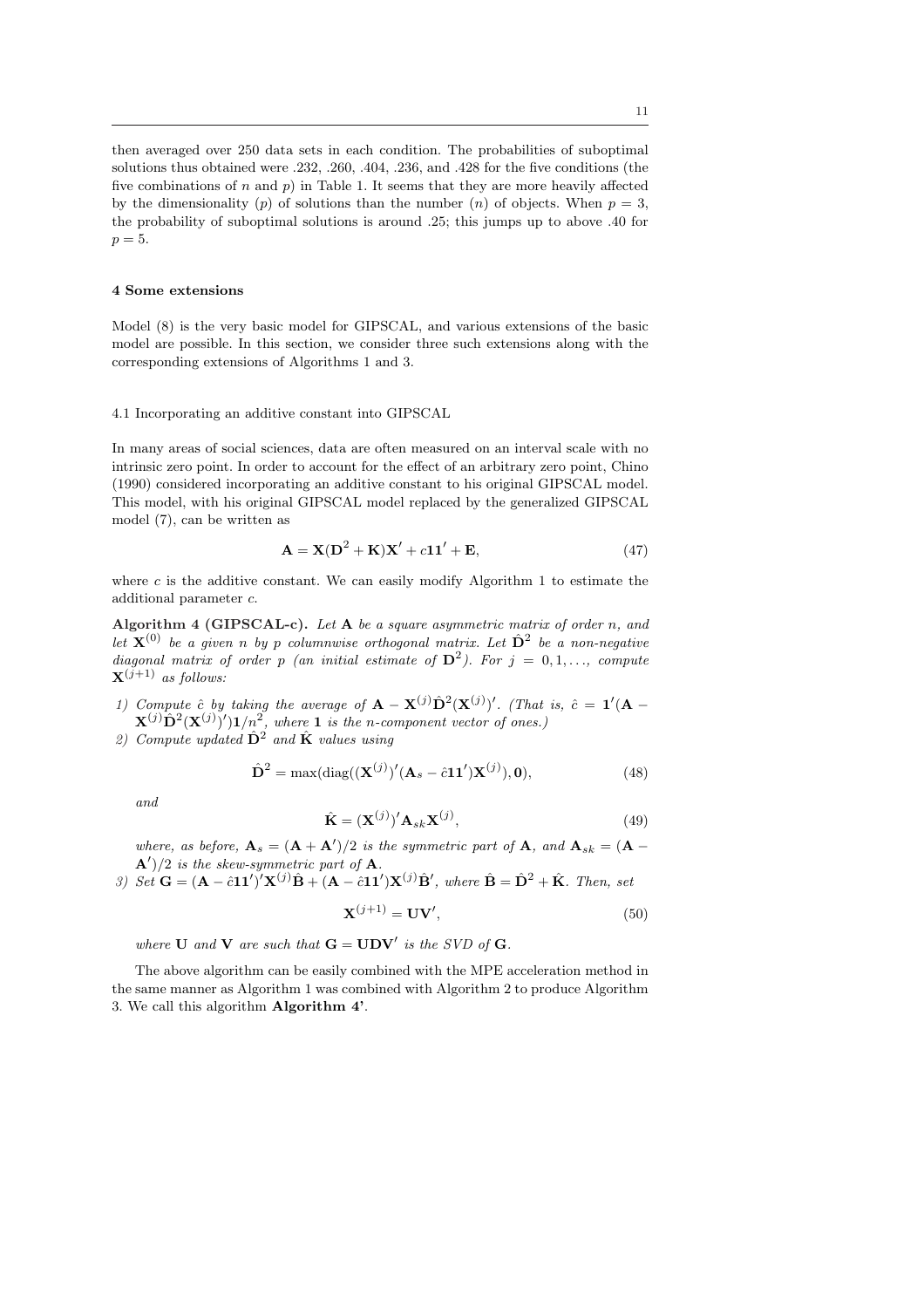then averaged over 250 data sets in each condition. The probabilities of suboptimal solutions thus obtained were .232, .260, .404, .236, and .428 for the five conditions (the five combinations of $n$ and $p$) in Table 1. It seems that they are more heavily affected by the dimensionality ($p$) of solutions than the number ($n$) of objects. When $p = 3$, the probability of suboptimal solutions is around .25; this jumps up to above .40 for $p = 5$.

## 4 Some extensions

Model (8) is the very basic model for GIPSCAL, and various extensions of the basic model are possible. In this section, we consider three such extensions along with the corresponding extensions of Algorithms 1 and 3.

### 4.1 Incorporating an additive constant into GIPSCAL

In many areas of social sciences, data are often measured on an interval scale with no intrinsic zero point. In order to account for the effect of an arbitrary zero point, Chino (1990) considered incorporating an additive constant to his original GIPSCAL model. This model, with his original GIPSCAL model replaced by the generalized GIPSCAL model (7), can be written as

$$\mathbf{A} = \mathbf{X}(\mathbf{D}^2 + \mathbf{K})\mathbf{X}' + c\mathbf{1}\mathbf{1}' + \mathbf{E}, \tag{47}$$

where $c$ is the additive constant. We can easily modify Algorithm 1 to estimate the additional parameter $c$.

**Algorithm 4 (GIPSCAL-c).** *Let $\mathbf{A}$ be a square asymmetric matrix of order $n$, and let $\mathbf{X}^{(0)}$ be a given $n$ by $p$ columnwise orthogonal matrix. Let $\hat{\mathbf{D}}^2$ be a non-negative diagonal matrix of order $p$ (an initial estimate of $\mathbf{D}^2$). For $j = 0, 1, \ldots,$ compute $\mathbf{X}^{(j+1)}$ as follows:*

1) *Compute $\hat{c}$ by taking the average of $\mathbf{A} - \mathbf{X}^{(j)}\hat{\mathbf{D}}^2(\mathbf{X}^{(j)})'$. (That is, $\hat{c} = \mathbf{1}'(\mathbf{A} - \mathbf{X}^{(j)}\hat{\mathbf{D}}^2(\mathbf{X}^{(j)})')\mathbf{1}/n^2$, where $\mathbf{1}$ is the $n$-component vector of ones.)*
2) *Compute updated $\hat{\mathbf{D}}^2$ and $\hat{\mathbf{K}}$ values using*

$$\hat{\mathbf{D}}^2 = \max(\text{diag}((\mathbf{X}^{(j)})'(\mathbf{A}_s - \hat{c}\mathbf{1}\mathbf{1}')\mathbf{X}^{(j)}), \mathbf{0}), \tag{48}$$

*and*

$$\hat{\mathbf{K}} = (\mathbf{X}^{(j)})'\mathbf{A}_{sk}\mathbf{X}^{(j)}, \tag{49}$$

*where, as before, $\mathbf{A}_s = (\mathbf{A} + \mathbf{A}')/2$ is the symmetric part of $\mathbf{A}$, and $\mathbf{A}_{sk} = (\mathbf{A} - \mathbf{A}')/2$ is the skew-symmetric part of $\mathbf{A}$.*

3) *Set $\mathbf{G} = (\mathbf{A} - \hat{c}\mathbf{1}\mathbf{1}')'\mathbf{X}^{(j)}\hat{\mathbf{B}} + (\mathbf{A} - \hat{c}\mathbf{1}\mathbf{1}')\mathbf{X}^{(j)}\hat{\mathbf{B}}'$, where $\hat{\mathbf{B}} = \hat{\mathbf{D}}^2 + \hat{\mathbf{K}}$. Then, set*

$$\mathbf{X}^{(j+1)} = \mathbf{U}\mathbf{V}', \tag{50}$$

*where $\mathbf{U}$ and $\mathbf{V}$ are such that $\mathbf{G} = \mathbf{U}\mathbf{D}\mathbf{V}'$ is the SVD of $\mathbf{G}$.*

The above algorithm can be easily combined with the MPE acceleration method in the same manner as Algorithm 1 was combined with Algorithm 2 to produce Algorithm 3. We call this algorithm **Algorithm 4'**.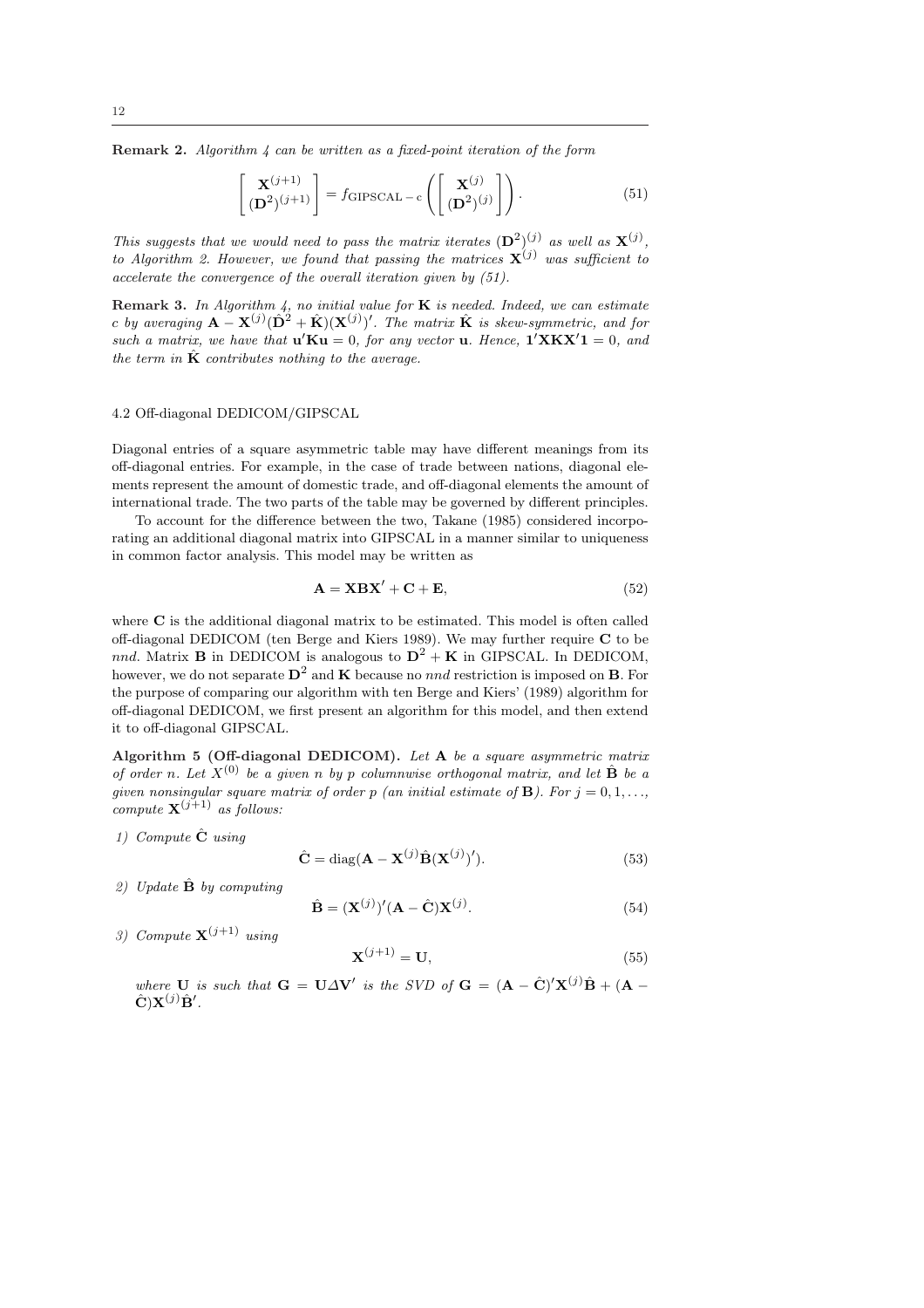**Remark 2.** *Algorithm 4 can be written as a fixed-point iteration of the form*

$$\begin{bmatrix} \mathbf{X}^{(j+1)} \\ (\mathbf{D}^2)^{(j+1)} \end{bmatrix} = f_{\text{GIPSCAL}-c}\left( \begin{bmatrix} \mathbf{X}^{(j)} \\ (\mathbf{D}^2)^{(j)} \end{bmatrix} \right). \tag{51}$$

*This suggests that we would need to pass the matrix iterates $(\mathbf{D}^2)^{(j)}$ as well as $\mathbf{X}^{(j)}$, to Algorithm 2. However, we found that passing the matrices $\mathbf{X}^{(j)}$ was sufficient to accelerate the convergence of the overall iteration given by (51).*

**Remark 3.** *In Algorithm 4, no initial value for $\mathbf{K}$ is needed. Indeed, we can estimate $c$ by averaging $\mathbf{A} - \mathbf{X}^{(j)}(\hat{\mathbf{D}}^2 + \hat{\mathbf{K}})(\mathbf{X}^{(j)})'$. The matrix $\hat{\mathbf{K}}$ is skew-symmetric, and for such a matrix, we have that $\mathbf{u}'\mathbf{K}\mathbf{u} = 0$, for any vector $\mathbf{u}$. Hence, $\mathbf{1}'\mathbf{X}\mathbf{K}\mathbf{X}'\mathbf{1} = 0$, and the term in $\hat{\mathbf{K}}$ contributes nothing to the average.*

### 4.2 Off-diagonal DEDICOM/GIPSCAL

Diagonal entries of a square asymmetric table may have different meanings from its off-diagonal entries. For example, in the case of trade between nations, diagonal elements represent the amount of domestic trade, and off-diagonal elements the amount of international trade. The two parts of the table may be governed by different principles.

To account for the difference between the two, Takane (1985) considered incorporating an additional diagonal matrix into GIPSCAL in a manner similar to uniqueness in common factor analysis. This model may be written as

$$\mathbf{A} = \mathbf{X}\mathbf{B}\mathbf{X}' + \mathbf{C} + \mathbf{E}, \tag{52}$$

where $\mathbf{C}$ is the additional diagonal matrix to be estimated. This model is often called off-diagonal DEDICOM (ten Berge and Kiers 1989). We may further require $\mathbf{C}$ to be *nnd*. Matrix $\mathbf{B}$ in DEDICOM is analogous to $\mathbf{D}^2 + \mathbf{K}$ in GIPSCAL. In DEDICOM, however, we do not separate $\mathbf{D}^2$ and $\mathbf{K}$ because no *nnd* restriction is imposed on $\mathbf{B}$. For the purpose of comparing our algorithm with ten Berge and Kiers' (1989) algorithm for off-diagonal DEDICOM, we first present an algorithm for this model, and then extend it to off-diagonal GIPSCAL.

**Algorithm 5 (Off-diagonal DEDICOM).** *Let $\mathbf{A}$ be a square asymmetric matrix of order $n$. Let $X^{(0)}$ be a given $n$ by $p$ columnwise orthogonal matrix, and let $\hat{\mathbf{B}}$ be a given nonsingular square matrix of order $p$ (an initial estimate of $\mathbf{B}$). For $j = 0, 1, \ldots$, compute $\mathbf{X}^{(j+1)}$ as follows:*

1) *Compute $\hat{\mathbf{C}}$ using*

$$\hat{\mathbf{C}} = \operatorname{diag}(\mathbf{A} - \mathbf{X}^{(j)}\hat{\mathbf{B}}(\mathbf{X}^{(j)})'). \tag{53}$$

2) *Update $\hat{\mathbf{B}}$ by computing*

$$\hat{\mathbf{B}} = (\mathbf{X}^{(j)})'(\mathbf{A} - \hat{\mathbf{C}})\mathbf{X}^{(j)}. \tag{54}$$

3) *Compute $\mathbf{X}^{(j+1)}$ using*

$$\mathbf{X}^{(j+1)} = \mathbf{U}, \tag{55}$$

*where $\mathbf{U}$ is such that $\mathbf{G} = \mathbf{U}\Delta\mathbf{V}'$ is the SVD of $\mathbf{G} = (\mathbf{A} - \hat{\mathbf{C}})'\mathbf{X}^{(j)}\hat{\mathbf{B}} + (\mathbf{A} - \hat{\mathbf{C}})\mathbf{X}^{(j)}\hat{\mathbf{B}}'$.*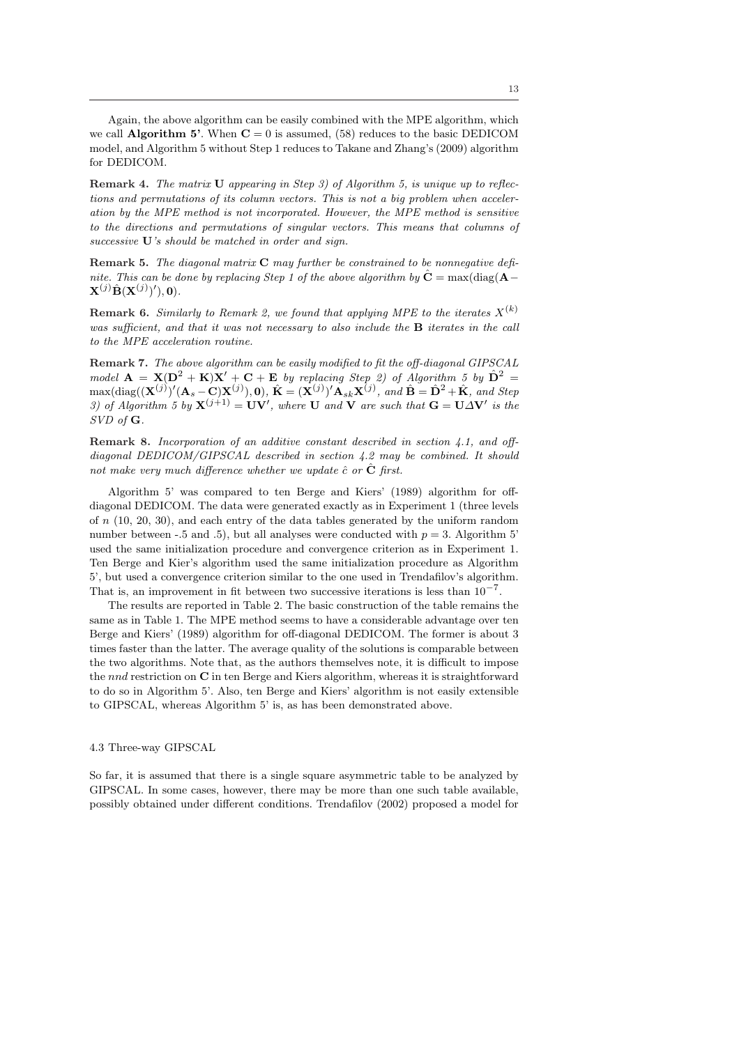Again, the above algorithm can be easily combined with the MPE algorithm, which we call **Algorithm 5'**. When $\mathbf{C} = 0$ is assumed, (58) reduces to the basic DEDICOM model, and Algorithm 5 without Step 1 reduces to Takane and Zhang's (2009) algorithm for DEDICOM.

**Remark 4.** *The matrix* $\mathbf{U}$ *appearing in Step 3) of Algorithm 5, is unique up to reflections and permutations of its column vectors. This is not a big problem when acceleration by the MPE method is not incorporated. However, the MPE method is sensitive to the directions and permutations of singular vectors. This means that columns of successive* $\mathbf{U}$*'s should be matched in order and sign.*

**Remark 5.** *The diagonal matrix* $\mathbf{C}$ *may further be constrained to be nonnegative definite. This can be done by replacing Step 1 of the above algorithm by* $\hat{\mathbf{C}} = \max(\mathrm{diag}(\mathbf{A} - \mathbf{X}^{(j)}\hat{\mathbf{B}}(\mathbf{X}^{(j)})'), \mathbf{0})$.

**Remark 6.** *Similarly to Remark 2, we found that applying MPE to the iterates* $X^{(k)}$ *was sufficient, and that it was not necessary to also include the* $\mathbf{B}$ *iterates in the call to the MPE acceleration routine.*

**Remark 7.** *The above algorithm can be easily modified to fit the off-diagonal GIPSCAL model* $\mathbf{A} = \mathbf{X}(\mathbf{D}^2 + \mathbf{K})\mathbf{X}' + \mathbf{C} + \mathbf{E}$ *by replacing Step 2) of Algorithm 5 by* $\hat{\mathbf{D}}^2 = \max(\mathrm{diag}((\mathbf{X}^{(j)})'(\mathbf{A}_s - \mathbf{C})\mathbf{X}^{(j)}), \mathbf{0})$, $\hat{\mathbf{K}} = (\mathbf{X}^{(j)})'\mathbf{A}_{sk}\mathbf{X}^{(j)}$, *and* $\hat{\mathbf{B}} = \hat{\mathbf{D}}^2 + \hat{\mathbf{K}}$, *and Step 3) of Algorithm 5 by* $\mathbf{X}^{(j+1)} = \mathbf{U}\mathbf{V}'$, *where* $\mathbf{U}$ *and* $\mathbf{V}$ *are such that* $\mathbf{G} = \mathbf{U}\mathbf{\Delta}\mathbf{V}'$ *is the SVD of* $\mathbf{G}$.

**Remark 8.** *Incorporation of an additive constant described in section 4.1, and off-diagonal DEDICOM/GIPSCAL described in section 4.2 may be combined. It should not make very much difference whether we update* $\hat{c}$ *or* $\hat{\mathbf{C}}$ *first.*

Algorithm 5' was compared to ten Berge and Kiers' (1989) algorithm for off-diagonal DEDICOM. The data were generated exactly as in Experiment 1 (three levels of $n$ (10, 20, 30), and each entry of the data tables generated by the uniform random number between -.5 and .5), but all analyses were conducted with $p = 3$. Algorithm 5' used the same initialization procedure and convergence criterion as in Experiment 1. Ten Berge and Kier's algorithm used the same initialization procedure as Algorithm 5', but used a convergence criterion similar to the one used in Trendafilov's algorithm. That is, an improvement in fit between two successive iterations is less than $10^{-7}$.

The results are reported in Table 2. The basic construction of the table remains the same as in Table 1. The MPE method seems to have a considerable advantage over ten Berge and Kiers' (1989) algorithm for off-diagonal DEDICOM. The former is about 3 times faster than the latter. The average quality of the solutions is comparable between the two algorithms. Note that, as the authors themselves note, it is difficult to impose the *nnd* restriction on $\mathbf{C}$ in ten Berge and Kiers algorithm, whereas it is straightforward to do so in Algorithm 5'. Also, ten Berge and Kiers' algorithm is not easily extensible to GIPSCAL, whereas Algorithm 5' is, as has been demonstrated above.

### 4.3 Three-way GIPSCAL

So far, it is assumed that there is a single square asymmetric table to be analyzed by GIPSCAL. In some cases, however, there may be more than one such table available, possibly obtained under different conditions. Trendafilov (2002) proposed a model for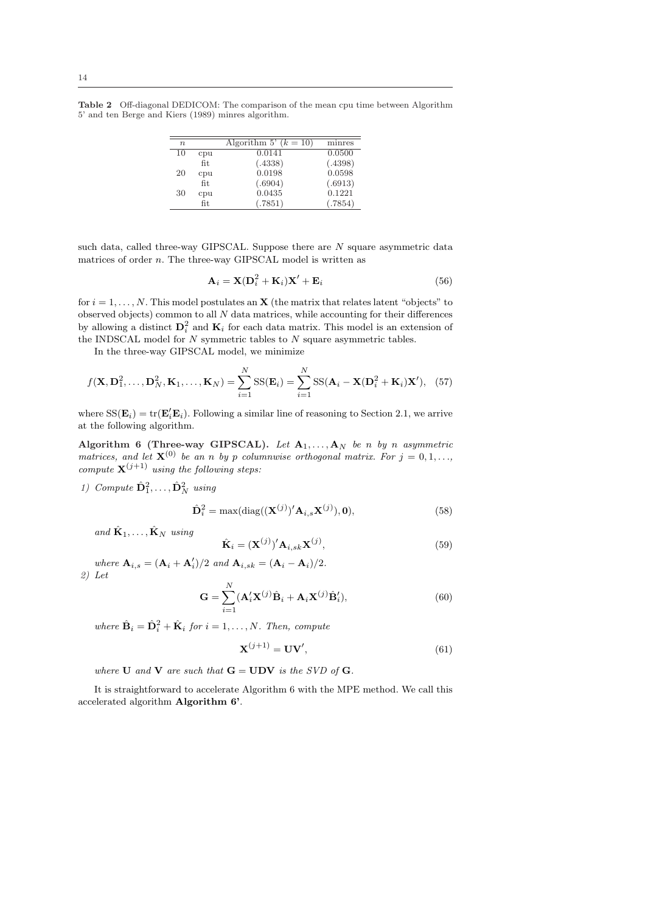**Table 2** Off-diagonal DEDICOM: The comparison of the mean cpu time between Algorithm 5' and ten Berge and Kiers (1989) minres algorithm.

| $n$ | | Algorithm 5' ($k = 10$) | minres |
|---|---|---|---|
| 10 | cpu | 0.0141 | 0.0500 |
| | fit | (.4338) | (.4398) |
| 20 | cpu | 0.0198 | 0.0598 |
| | fit | (.6904) | (.6913) |
| 30 | cpu | 0.0435 | 0.1221 |
| | fit | (.7851) | (.7854) |

such data, called three-way GIPSCAL. Suppose there are $N$ square asymmetric data matrices of order $n$. The three-way GIPSCAL model is written as

$$\mathbf{A}_i = \mathbf{X}(\mathbf{D}_i^2 + \mathbf{K}_i)\mathbf{X}' + \mathbf{E}_i \tag{56}$$

for $i = 1, \ldots, N$. This model postulates an $\mathbf{X}$ (the matrix that relates latent "objects" to observed objects) common to all $N$ data matrices, while accounting for their differences by allowing a distinct $\mathbf{D}_i^2$ and $\mathbf{K}_i$ for each data matrix. This model is an extension of the INDSCAL model for $N$ symmetric tables to $N$ square asymmetric tables.

In the three-way GIPSCAL model, we minimize

$$f(\mathbf{X}, \mathbf{D}_1^2, \ldots, \mathbf{D}_N^2, \mathbf{K}_1, \ldots, \mathbf{K}_N) = \sum_{i=1}^{N} \mathrm{SS}(\mathbf{E}_i) = \sum_{i=1}^{N} \mathrm{SS}(\mathbf{A}_i - \mathbf{X}(\mathbf{D}_i^2 + \mathbf{K}_i)\mathbf{X}'), \tag{57}$$

where $\mathrm{SS}(\mathbf{E}_i) = \mathrm{tr}(\mathbf{E}_i'\mathbf{E}_i)$. Following a similar line of reasoning to Section 2.1, we arrive at the following algorithm.

**Algorithm 6 (Three-way GIPSCAL).** *Let $\mathbf{A}_1, \ldots, \mathbf{A}_N$ be $n$ by $n$ asymmetric matrices, and let $\mathbf{X}^{(0)}$ be an $n$ by $p$ columnwise orthogonal matrix. For $j = 0, 1, \ldots$, compute $\mathbf{X}^{(j+1)}$ using the following steps:*

*1) Compute $\hat{\mathbf{D}}_1^2, \ldots, \hat{\mathbf{D}}_N^2$ using*

$$\hat{\mathbf{D}}_i^2 = \max(\mathrm{diag}((\mathbf{X}^{(j)})'\mathbf{A}_{i,s}\mathbf{X}^{(j)}), \mathbf{0}), \tag{58}$$

*and $\hat{\mathbf{K}}_1, \ldots, \hat{\mathbf{K}}_N$ using*

$$\hat{\mathbf{K}}_i = (\mathbf{X}^{(j)})'\mathbf{A}_{i,sk}\mathbf{X}^{(j)}, \tag{59}$$

*where $\mathbf{A}_{i,s} = (\mathbf{A}_i + \mathbf{A}_i')/2$ and $\mathbf{A}_{i,sk} = (\mathbf{A}_i - \mathbf{A}_i)/2$.*

*2) Let*

$$\mathbf{G} = \sum_{i=1}^{N} (\mathbf{A}_i'\mathbf{X}^{(j)}\hat{\mathbf{B}}_i + \mathbf{A}_i\mathbf{X}^{(j)}\hat{\mathbf{B}}_i'), \tag{60}$$

*where $\hat{\mathbf{B}}_i = \hat{\mathbf{D}}_i^2 + \hat{\mathbf{K}}_i$ for $i = 1, \ldots, N$. Then, compute*

$$\mathbf{X}^{(j+1)} = \mathbf{U}\mathbf{V}', \tag{61}$$

*where $\mathbf{U}$ and $\mathbf{V}$ are such that $\mathbf{G} = \mathbf{UDV}$ is the SVD of $\mathbf{G}$.*

It is straightforward to accelerate Algorithm 6 with the MPE method. We call this accelerated algorithm **Algorithm 6'**.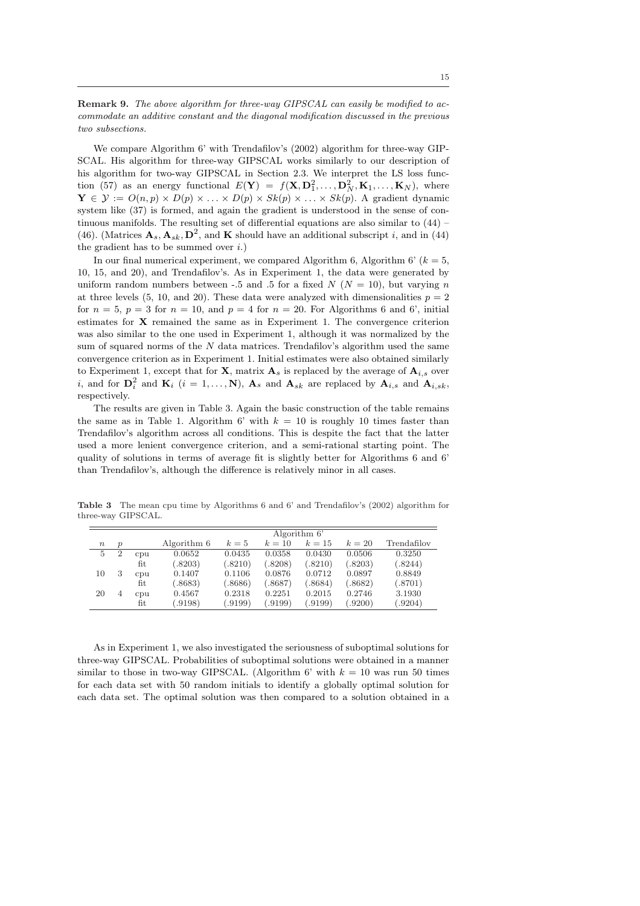**Remark 9.** *The above algorithm for three-way GIPSCAL can easily be modified to accommodate an additive constant and the diagonal modification discussed in the previous two subsections.*

We compare Algorithm 6' with Trendafilov's (2002) algorithm for three-way GIPSCAL. His algorithm for three-way GIPSCAL works similarly to our description of his algorithm for two-way GIPSCAL in Section 2.3. We interpret the LS loss function (57) as an energy functional $E(\mathbf{Y}) = f(\mathbf{X}, \mathbf{D}_1^2, \ldots, \mathbf{D}_N^2, \mathbf{K}_1, \ldots, \mathbf{K}_N)$, where $\mathbf{Y} \in \mathcal{Y} := O(n,p) \times D(p) \times \ldots \times D(p) \times Sk(p) \times \ldots \times Sk(p)$. A gradient dynamic system like (37) is formed, and again the gradient is understood in the sense of continuous manifolds. The resulting set of differential equations are also similar to (44) – (46). (Matrices $\mathbf{A}_s, \mathbf{A}_{sk}, \mathbf{D}^2$, and $\mathbf{K}$ should have an additional subscript $i$, and in (44) the gradient has to be summed over $i$.)

In our final numerical experiment, we compared Algorithm 6, Algorithm 6' ($k = 5$, 10, 15, and 20), and Trendafilov's. As in Experiment 1, the data were generated by uniform random numbers between -.5 and .5 for a fixed $N$ ($N = 10$), but varying $n$ at three levels (5, 10, and 20). These data were analyzed with dimensionalities $p = 2$ for $n = 5$, $p = 3$ for $n = 10$, and $p = 4$ for $n = 20$. For Algorithms 6 and 6', initial estimates for $\mathbf{X}$ remained the same as in Experiment 1. The convergence criterion was also similar to the one used in Experiment 1, although it was normalized by the sum of squared norms of the $N$ data matrices. Trendafilov's algorithm used the same convergence criterion as in Experiment 1. Initial estimates were also obtained similarly to Experiment 1, except that for $\mathbf{X}$, matrix $\mathbf{A}_s$ is replaced by the average of $\mathbf{A}_{i,s}$ over $i$, and for $\mathbf{D}_i^2$ and $\mathbf{K}_i$ ($i = 1, \ldots, \mathbf{N}$), $\mathbf{A}_s$ and $\mathbf{A}_{sk}$ are replaced by $\mathbf{A}_{i,s}$ and $\mathbf{A}_{i,sk}$, respectively.

The results are given in Table 3. Again the basic construction of the table remains the same as in Table 1. Algorithm 6' with $k = 10$ is roughly 10 times faster than Trendafilov's algorithm across all conditions. This is despite the fact that the latter used a more lenient convergence criterion, and a semi-rational starting point. The quality of solutions in terms of average fit is slightly better for Algorithms 6 and 6' than Trendafilov's, although the difference is relatively minor in all cases.

**Table 3** The mean cpu time by Algorithms 6 and 6' and Trendafilov's (2002) algorithm for three-way GIPSCAL.

| | | | | Algorithm 6' | | | | |
|---|---|---|---|---|---|---|---|---|
| $n$ | $p$ | | Algorithm 6 | $k = 5$ | $k = 10$ | $k = 15$ | $k = 20$ | Trendafilov |
| 5 | 2 | cpu | 0.0652 | 0.0435 | 0.0358 | 0.0430 | 0.0506 | 0.3250 |
| | | fit | (.8203) | (.8210) | (.8208) | (.8210) | (.8203) | (.8244) |
| 10 | 3 | cpu | 0.1407 | 0.1106 | 0.0876 | 0.0712 | 0.0897 | 0.8849 |
| | | fit | (.8683) | (.8686) | (.8687) | (.8684) | (.8682) | (.8701) |
| 20 | 4 | cpu | 0.4567 | 0.2318 | 0.2251 | 0.2015 | 0.2746 | 3.1930 |
| | | fit | (.9198) | (.9199) | (.9199) | (.9199) | (.9200) | (.9204) |

As in Experiment 1, we also investigated the seriousness of suboptimal solutions for three-way GIPSCAL. Probabilities of suboptimal solutions were obtained in a manner similar to those in two-way GIPSCAL. (Algorithm 6' with $k = 10$ was run 50 times for each data set with 50 random initials to identify a globally optimal solution for each data set. The optimal solution was then compared to a solution obtained in a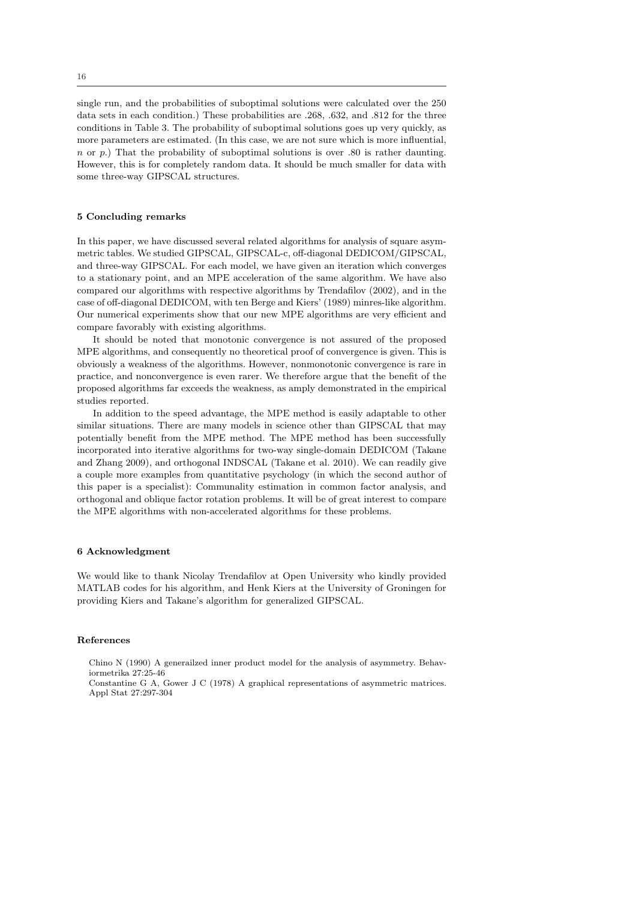single run, and the probabilities of suboptimal solutions were calculated over the 250 data sets in each condition.) These probabilities are .268, .632, and .812 for the three conditions in Table 3. The probability of suboptimal solutions goes up very quickly, as more parameters are estimated. (In this case, we are not sure which is more influential, $n$ or $p$.) That the probability of suboptimal solutions is over .80 is rather daunting. However, this is for completely random data. It should be much smaller for data with some three-way GIPSCAL structures.

## 5 Concluding remarks

In this paper, we have discussed several related algorithms for analysis of square asymmetric tables. We studied GIPSCAL, GIPSCAL-c, off-diagonal DEDICOM/GIPSCAL, and three-way GIPSCAL. For each model, we have given an iteration which converges to a stationary point, and an MPE acceleration of the same algorithm. We have also compared our algorithms with respective algorithms by Trendafilov (2002), and in the case of off-diagonal DEDICOM, with ten Berge and Kiers' (1989) minres-like algorithm. Our numerical experiments show that our new MPE algorithms are very efficient and compare favorably with existing algorithms.

It should be noted that monotonic convergence is not assured of the proposed MPE algorithms, and consequently no theoretical proof of convergence is given. This is obviously a weakness of the algorithms. However, nonmonotonic convergence is rare in practice, and nonconvergence is even rarer. We therefore argue that the benefit of the proposed algorithms far exceeds the weakness, as amply demonstrated in the empirical studies reported.

In addition to the speed advantage, the MPE method is easily adaptable to other similar situations. There are many models in science other than GIPSCAL that may potentially benefit from the MPE method. The MPE method has been successfully incorporated into iterative algorithms for two-way single-domain DEDICOM (Takane and Zhang 2009), and orthogonal INDSCAL (Takane et al. 2010). We can readily give a couple more examples from quantitative psychology (in which the second author of this paper is a specialist): Communality estimation in common factor analysis, and orthogonal and oblique factor rotation problems. It will be of great interest to compare the MPE algorithms with non-accelerated algorithms for these problems.

## 6 Acknowledgment

We would like to thank Nicolay Trendafilov at Open University who kindly provided MATLAB codes for his algorithm, and Henk Kiers at the University of Groningen for providing Kiers and Takane's algorithm for generalized GIPSCAL.

## References

Chino N (1990) A generailzed inner product model for the analysis of asymmetry. Behaviormetrika 27:25-46

Constantine G A, Gower J C (1978) A graphical representations of asymmetric matrices. Appl Stat 27:297-304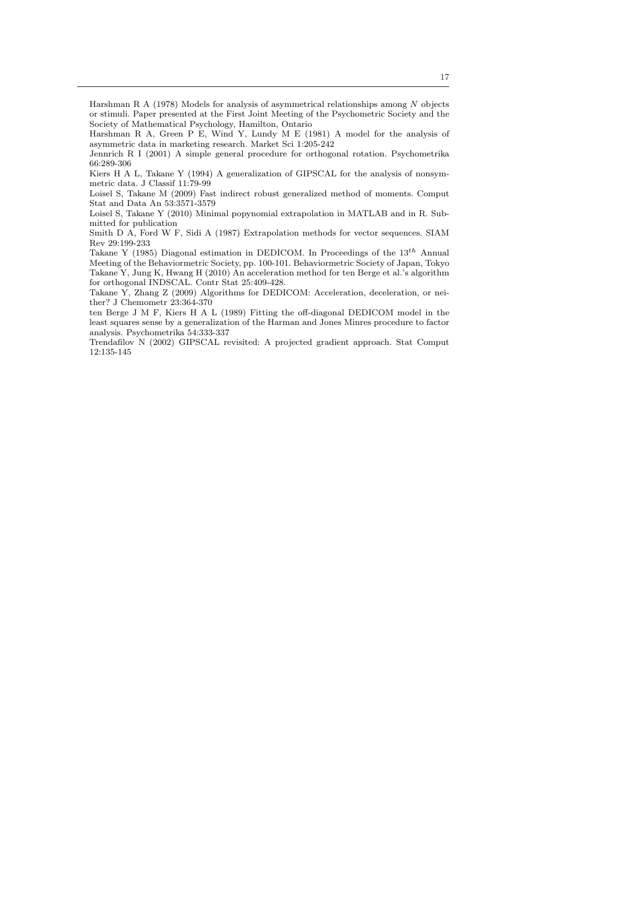Harshman R A (1978) Models for analysis of asymmetrical relationships among $N$ objects or stimuli. Paper presented at the First Joint Meeting of the Psychometric Society and the Society of Mathematical Psychology, Hamilton, Ontario

Harshman R A, Green P E, Wind Y, Lundy M E (1981) A model for the analysis of asymmetric data in marketing research. Market Sci 1:205-242

Jennrich R I (2001) A simple general procedure for orthogonal rotation. Psychometrika 66:289-306

Kiers H A L, Takane Y (1994) A generalization of GIPSCAL for the analysis of nonsymmetric data. J Classif 11:79-99

Loisel S, Takane M (2009) Fast indirect robust generalized method of moments. Comput Stat and Data An 53:3571-3579

Loisel S, Takane Y (2010) Minimal popynomial extrapolation in MATLAB and in R. Submitted for publication

Smith D A, Ford W F, Sidi A (1987) Extrapolation methods for vector sequences. SIAM Rev 29:199-233

Takane Y (1985) Diagonal estimation in DEDICOM. In Proceedings of the $13^{th}$ Annual Meeting of the Behaviormetric Society, pp. 100-101. Behaviormetric Society of Japan, Tokyo

Takane Y, Jung K, Hwang H (2010) An acceleration method for ten Berge et al.'s algorithm for orthogonal INDSCAL. Contr Stat 25:409-428.

Takane Y, Zhang Z (2009) Algorithms for DEDICOM: Acceleration, deceleration, or neither? J Chemometr 23:364-370

ten Berge J M F, Kiers H A L (1989) Fitting the off-diagonal DEDICOM model in the least squares sense by a generalization of the Harman and Jones Minres procedure to factor analysis. Psychometrika 54:333-337

Trendafilov N (2002) GIPSCAL revisited: A projected gradient approach. Stat Comput 12:135-145